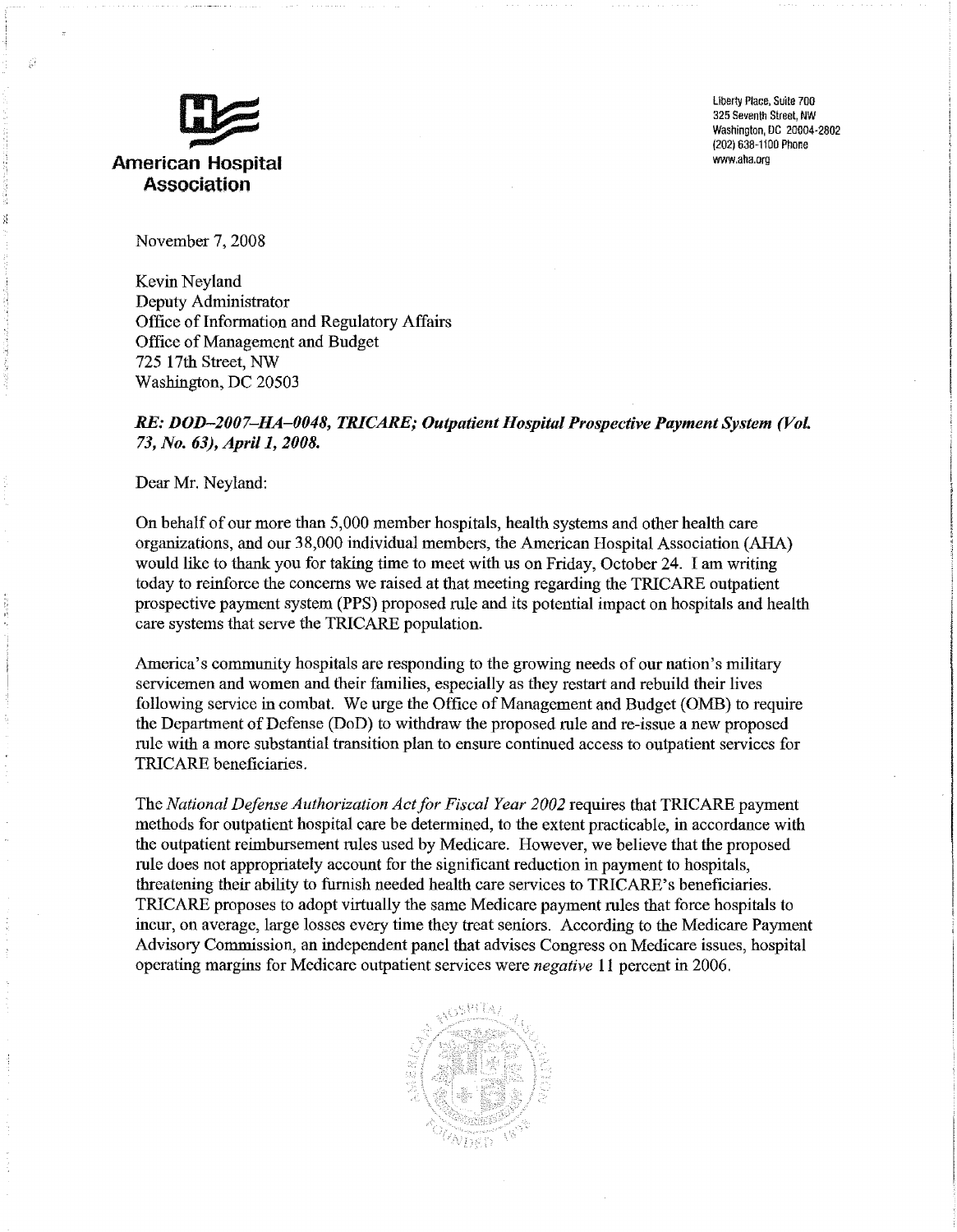**American Hospital Association**

Liberty Place, Suite 700
325 Seventh Street, NW
Washington, DC 20004-2802
(202) 638-1100 Phone
www.aha.org

November 7, 2008

Kevin Neyland
Deputy Administrator
Office of Information and Regulatory Affairs
Office of Management and Budget
725 17th Street, NW
Washington, DC 20503

***RE: DOD–2007–HA–0048, TRICARE; Outpatient Hospital Prospective Payment System (Vol. 73, No. 63), April 1, 2008.***

Dear Mr. Neyland:

On behalf of our more than 5,000 member hospitals, health systems and other health care organizations, and our 38,000 individual members, the American Hospital Association (AHA) would like to thank you for taking time to meet with us on Friday, October 24. I am writing today to reinforce the concerns we raised at that meeting regarding the TRICARE outpatient prospective payment system (PPS) proposed rule and its potential impact on hospitals and health care systems that serve the TRICARE population.

America's community hospitals are responding to the growing needs of our nation's military servicemen and women and their families, especially as they restart and rebuild their lives following service in combat. We urge the Office of Management and Budget (OMB) to require the Department of Defense (DoD) to withdraw the proposed rule and re-issue a new proposed rule with a more substantial transition plan to ensure continued access to outpatient services for TRICARE beneficiaries.

The *National Defense Authorization Act for Fiscal Year 2002* requires that TRICARE payment methods for outpatient hospital care be determined, to the extent practicable, in accordance with the outpatient reimbursement rules used by Medicare. However, we believe that the proposed rule does not appropriately account for the significant reduction in payment to hospitals, threatening their ability to furnish needed health care services to TRICARE's beneficiaries. TRICARE proposes to adopt virtually the same Medicare payment rules that force hospitals to incur, on average, large losses every time they treat seniors. According to the Medicare Payment Advisory Commission, an independent panel that advises Congress on Medicare issues, hospital operating margins for Medicare outpatient services were *negative* 11 percent in 2006.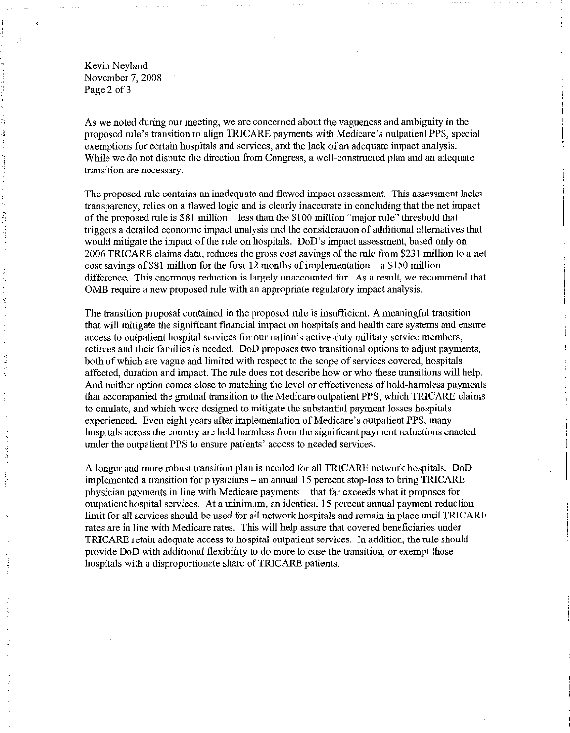As we noted during our meeting, we are concerned about the vagueness and ambiguity in the proposed rule's transition to align TRICARE payments with Medicare's outpatient PPS, special exemptions for certain hospitals and services, and the lack of an adequate impact analysis. While we do not dispute the direction from Congress, a well-constructed plan and an adequate transition are necessary.

The proposed rule contains an inadequate and flawed impact assessment. This assessment lacks transparency, relies on a flawed logic and is clearly inaccurate in concluding that the net impact of the proposed rule is $81 million – less than the $100 million "major rule" threshold that triggers a detailed economic impact analysis and the consideration of additional alternatives that would mitigate the impact of the rule on hospitals. DoD's impact assessment, based only on 2006 TRICARE claims data, reduces the gross cost savings of the rule from $231 million to a net cost savings of $81 million for the first 12 months of implementation – a $150 million difference. This enormous reduction is largely unaccounted for. As a result, we recommend that OMB require a new proposed rule with an appropriate regulatory impact analysis.

The transition proposal contained in the proposed rule is insufficient. A meaningful transition that will mitigate the significant financial impact on hospitals and health care systems and ensure access to outpatient hospital services for our nation's active-duty military service members, retirees and their families is needed. DoD proposes two transitional options to adjust payments, both of which are vague and limited with respect to the scope of services covered, hospitals affected, duration and impact. The rule does not describe how or who these transitions will help. And neither option comes close to matching the level or effectiveness of hold-harmless payments that accompanied the gradual transition to the Medicare outpatient PPS, which TRICARE claims to emulate, and which were designed to mitigate the substantial payment losses hospitals experienced. Even eight years after implementation of Medicare's outpatient PPS, many hospitals across the country are held harmless from the significant payment reductions enacted under the outpatient PPS to ensure patients' access to needed services.

A longer and more robust transition plan is needed for all TRICARE network hospitals. DoD implemented a transition for physicians – an annual 15 percent stop-loss to bring TRICARE physician payments in line with Medicare payments – that far exceeds what it proposes for outpatient hospital services. At a minimum, an identical 15 percent annual payment reduction limit for all services should be used for all network hospitals and remain in place until TRICARE rates are in line with Medicare rates. This will help assure that covered beneficiaries under TRICARE retain adequate access to hospital outpatient services. In addition, the rule should provide DoD with additional flexibility to do more to ease the transition, or exempt those hospitals with a disproportionate share of TRICARE patients.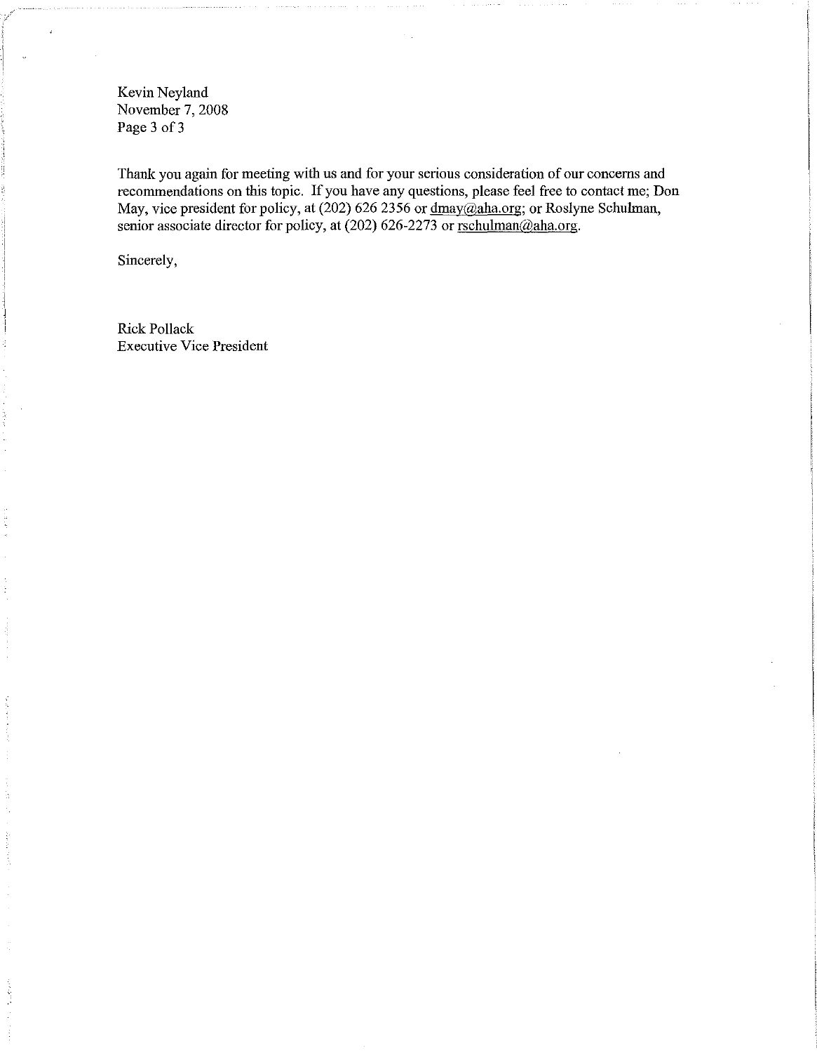Thank you again for meeting with us and for your serious consideration of our concerns and recommendations on this topic. If you have any questions, please feel free to contact me; Don May, vice president for policy, at (202) 626 2356 or dmay@aha.org; or Roslyne Schulman, senior associate director for policy, at (202) 626-2273 or rschulman@aha.org.

Sincerely,

Rick Pollack
Executive Vice President